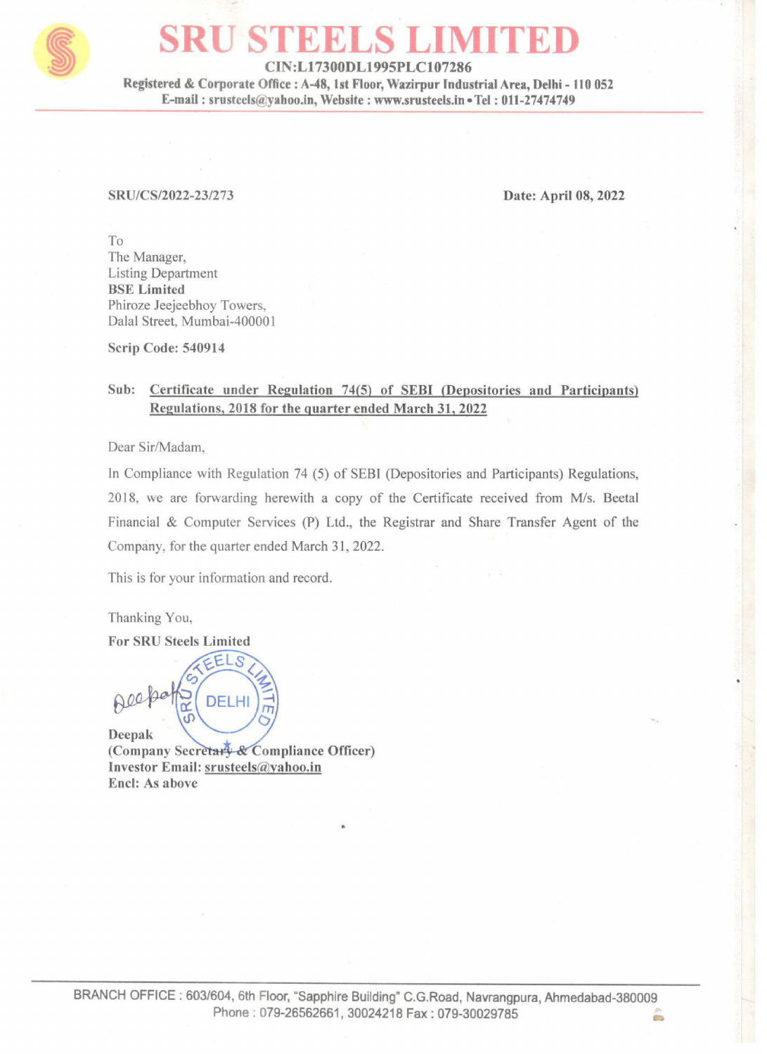# SRU STEELS LIMITED

**CIN:L17300DL1995PLC107286**

**Registered & Corporate Office : A-48, 1st Floor, Wazirpur Industrial Area, Delhi - 110 052**
**E-mail : srusteels@yahoo.in, Website : www.srusteels.in • Tel : 011-27474749**

---

**SRU/CS/2022-23/273** **Date: April 08, 2022**

To
The Manager,
Listing Department
**BSE Limited**
Phiroze Jeejeebhoy Towers,
Dalal Street, Mumbai-400001

**Scrip Code: 540914**

**Sub: Certificate under Regulation 74(5) of SEBI (Depositories and Participants) Regulations, 2018 for the quarter ended March 31, 2022**

Dear Sir/Madam,

In Compliance with Regulation 74 (5) of SEBI (Depositories and Participants) Regulations, 2018, we are forwarding herewith a copy of the Certificate received from M/s. Beetal Financial & Computer Services (P) Ltd., the Registrar and Share Transfer Agent of the Company, for the quarter ended March 31, 2022.

This is for your information and record.

Thanking You,

**For SRU Steels Limited**

Deepak

**Deepak**
**(Company Secretary & Compliance Officer)**
**Investor Email: srusteels@yahoo.in**
**Encl: As above**

---

BRANCH OFFICE : 603/604, 6th Floor, "Sapphire Building" C.G.Road, Navrangpura, Ahmedabad-380009
Phone : 079-26562661, 30024218 Fax : 079-30029785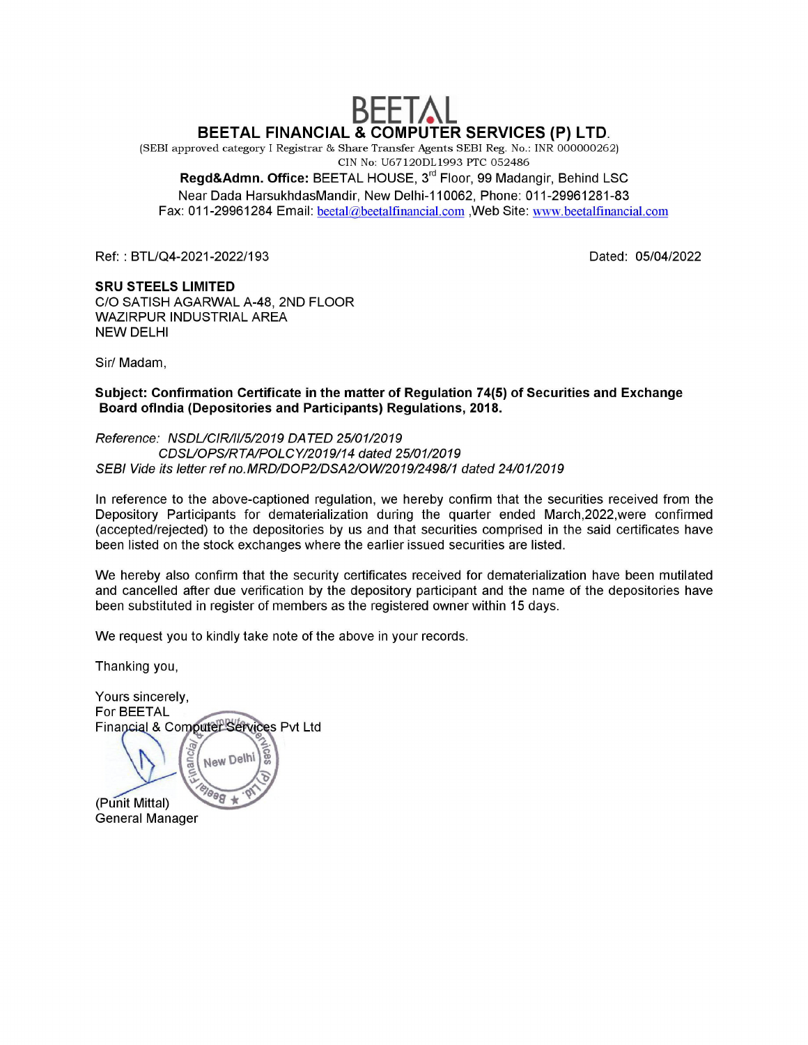# BEETAL

## BEETAL FINANCIAL & COMPUTER SERVICES (P) LTD.

(SEBI approved category I Registrar & Share Transfer Agents SEBI Reg. No.: INR 000000262)
CIN No: U67120DL1993 PTC 052486

**Regd&Admn. Office:** BEETAL HOUSE, 3rd Floor, 99 Madangir, Behind LSC
Near Dada HarsukhdasMandir, New Delhi-110062, Phone: 011-29961281-83
Fax: 011-29961284 Email: beetal@beetalfinancial.com ,Web Site: www.beetalfinancial.com

Ref: : BTL/Q4-2021-2022/193

Dated: 05/04/2022

**SRU STEELS LIMITED**
C/O SATISH AGARWAL A-48, 2ND FLOOR
WAZIRPUR INDUSTRIAL AREA
NEW DELHI

Sir/ Madam,

**Subject: Confirmation Certificate in the matter of Regulation 74(5) of Securities and Exchange Board ofIndia (Depositories and Participants) Regulations, 2018.**

*Reference: NSDL/CIR/II/5/2019 DATED 25/01/2019*
*CDSL/OPS/RTA/POLCY/2019/14 dated 25/01/2019*
*SEBI Vide its letter ref no.MRD/DOP2/DSA2/OW/2019/2498/1 dated 24/01/2019*

In reference to the above-captioned regulation, we hereby confirm that the securities received from the Depository Participants for dematerialization during the quarter ended March,2022,were confirmed (accepted/rejected) to the depositories by us and that securities comprised in the said certificates have been listed on the stock exchanges where the earlier issued securities are listed.

We hereby also confirm that the security certificates received for dematerialization have been mutilated and cancelled after due verification by the depository participant and the name of the depositories have been substituted in register of members as the registered owner within 15 days.

We request you to kindly take note of the above in your records.

Thanking you,

Yours sincerely,
For BEETAL
Financial & Computer Services Pvt Ltd

(Punit Mittal)
General Manager